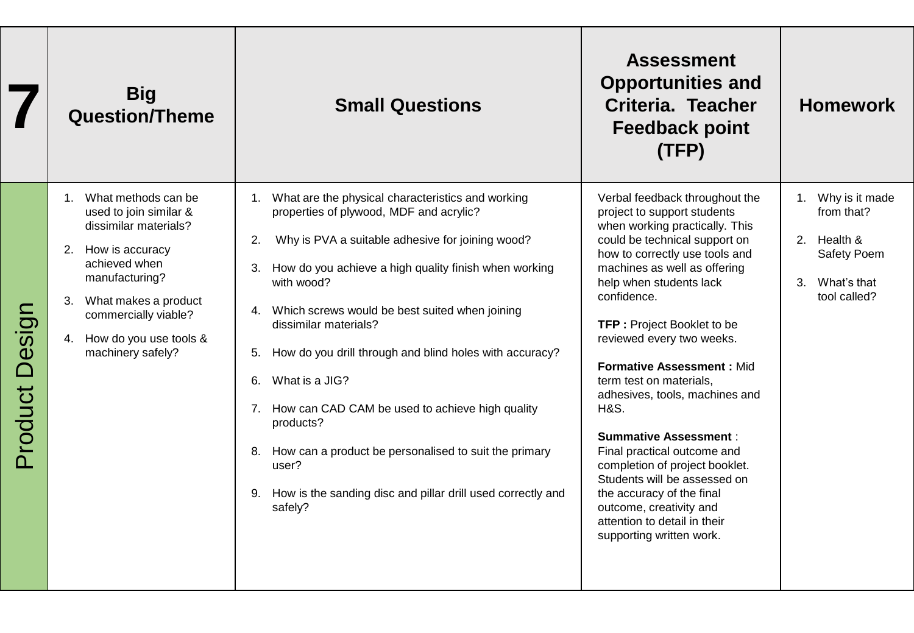| 7 | Big Question/Theme | Small Questions | Assessment Opportunities and Criteria. Teacher Feedback point (TFP) | Homework |
|---|---|---|---|---|
| Product Design | 1. What methods can be used to join similar & dissimilar materials?<br>2. How is accuracy achieved when manufacturing?<br>3. What makes a product commercially viable?<br>4. How do you use tools & machinery safely? | 1. What are the physical characteristics and working properties of plywood, MDF and acrylic?<br>2. Why is PVA a suitable adhesive for joining wood?<br>3. How do you achieve a high quality finish when working with wood?<br>4. Which screws would be best suited when joining dissimilar materials?<br>5. How do you drill through and blind holes with accuracy?<br>6. What is a JIG?<br>7. How can CAD CAM be used to achieve high quality products?<br>8. How can a product be personalised to suit the primary user?<br>9. How is the sanding disc and pillar drill used correctly and safely? | Verbal feedback throughout the project to support students when working practically. This could be technical support on how to correctly use tools and machines as well as offering help when students lack confidence.<br><br>**TFP :** Project Booklet to be reviewed every two weeks.<br><br>**Formative Assessment :** Mid term test on materials, adhesives, tools, machines and H&S.<br><br>**Summative Assessment** : Final practical outcome and completion of project booklet. Students will be assessed on the accuracy of the final outcome, creativity and attention to detail in their supporting written work. | 1. Why is it made from that?<br>2. Health & Safety Poem<br>3. What's that tool called? |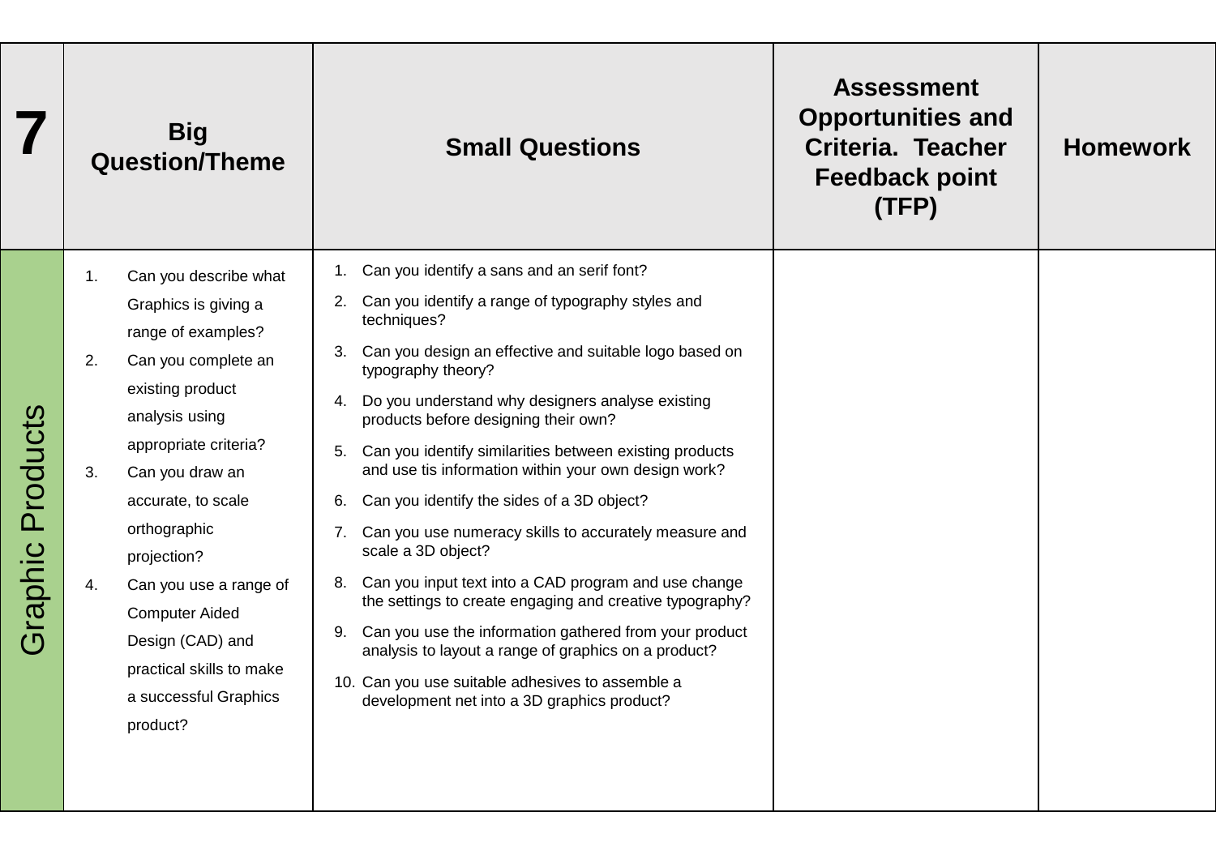| 7 | Big Question/Theme | Small Questions | Assessment Opportunities and Criteria. Teacher Feedback point (TFP) | Homework |
|---|---|---|---|---|
| Graphic Products | 1. Can you describe what Graphics is giving a range of examples?<br>2. Can you complete an existing product analysis using appropriate criteria?<br>3. Can you draw an accurate, to scale orthographic projection?<br>4. Can you use a range of Computer Aided Design (CAD) and practical skills to make a successful Graphics product? | 1. Can you identify a sans and an serif font?<br>2. Can you identify a range of typography styles and techniques?<br>3. Can you design an effective and suitable logo based on typography theory?<br>4. Do you understand why designers analyse existing products before designing their own?<br>5. Can you identify similarities between existing products and use tis information within your own design work?<br>6. Can you identify the sides of a 3D object?<br>7. Can you use numeracy skills to accurately measure and scale a 3D object?<br>8. Can you input text into a CAD program and use change the settings to create engaging and creative typography?<br>9. Can you use the information gathered from your product analysis to layout a range of graphics on a product?<br>10. Can you use suitable adhesives to assemble a development net into a 3D graphics product? | | |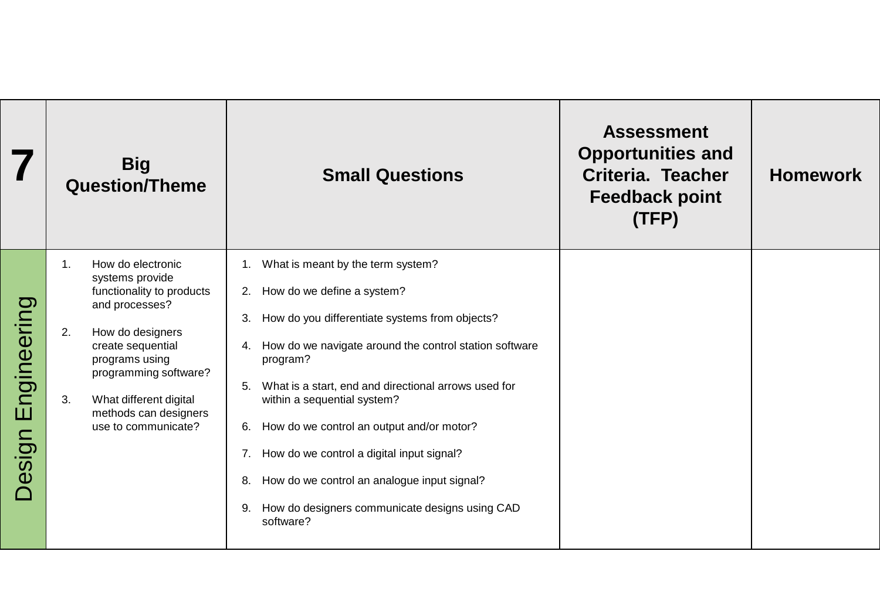| 7 | Big Question/Theme | Small Questions | Assessment Opportunities and Criteria. Teacher Feedback point (TFP) | Homework |
| --- | --- | --- | --- | --- |
| Design Engineering | 1. How do electronic systems provide functionality to products and processes?<br><br>2. How do designers create sequential programs using programming software?<br><br>3. What different digital methods can designers use to communicate? | 1. What is meant by the term system?<br><br>2. How do we define a system?<br><br>3. How do you differentiate systems from objects?<br><br>4. How do we navigate around the control station software program?<br><br>5. What is a start, end and directional arrows used for within a sequential system?<br><br>6. How do we control an output and/or motor?<br><br>7. How do we control a digital input signal?<br><br>8. How do we control an analogue input signal?<br><br>9. How do designers communicate designs using CAD software? | | |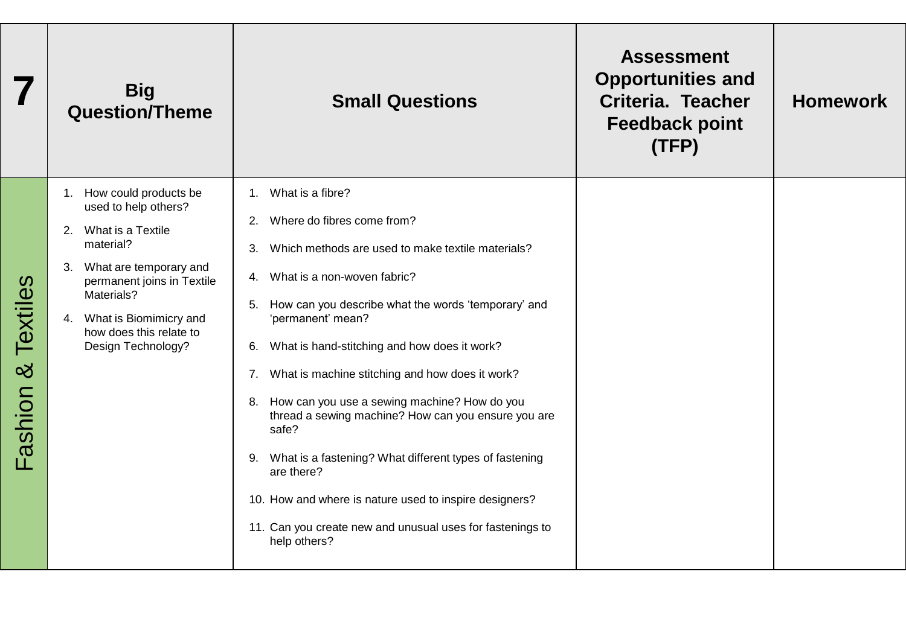| 7 | Big Question/Theme | Small Questions | Assessment Opportunities and Criteria. Teacher Feedback point (TFP) | Homework |
|---|---|---|---|---|
| Fashion & Textiles | 1. How could products be used to help others?<br>2. What is a Textile material?<br>3. What are temporary and permanent joins in Textile Materials?<br>4. What is Biomimicry and how does this relate to Design Technology? | 1. What is a fibre?<br>2. Where do fibres come from?<br>3. Which methods are used to make textile materials?<br>4. What is a non-woven fabric?<br>5. How can you describe what the words 'temporary' and 'permanent' mean?<br>6. What is hand-stitching and how does it work?<br>7. What is machine stitching and how does it work?<br>8. How can you use a sewing machine? How do you thread a sewing machine? How can you ensure you are safe?<br>9. What is a fastening? What different types of fastening are there?<br>10. How and where is nature used to inspire designers?<br>11. Can you create new and unusual uses for fastenings to help others? | | |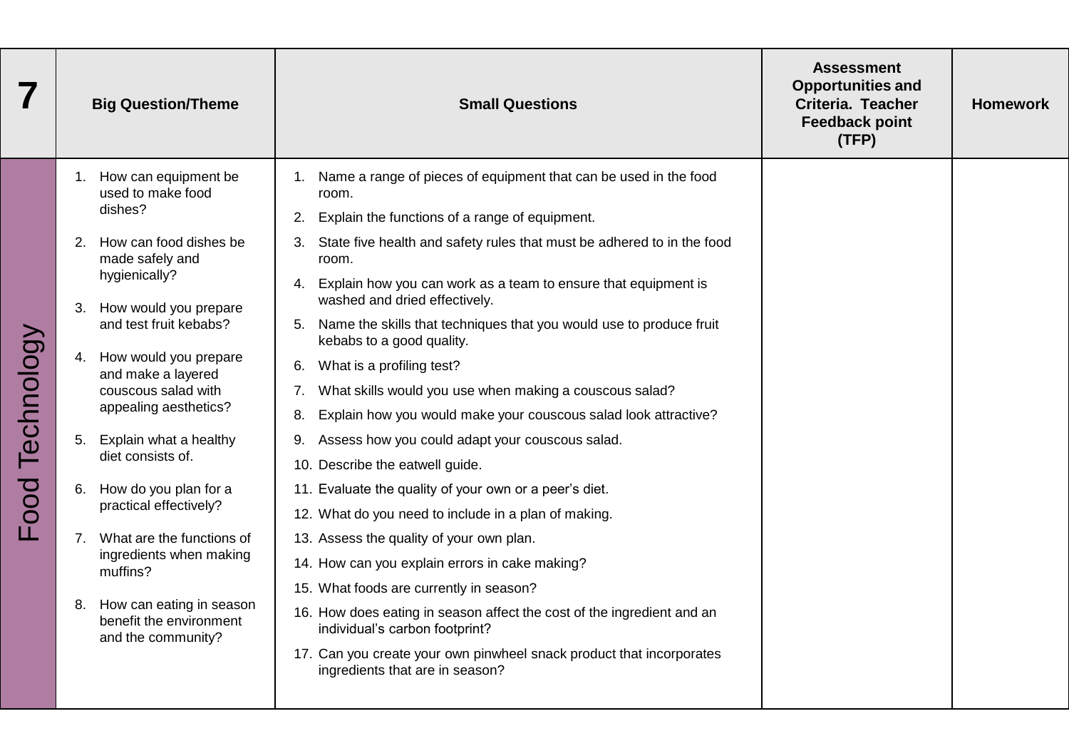| 7 | Big Question/Theme | Small Questions | Assessment Opportunities and Criteria. Teacher Feedback point (TFP) | Homework |
|---|---|---|---|---|
| Food Technology | 1. How can equipment be used to make food dishes?<br><br>2. How can food dishes be made safely and hygienically?<br><br>3. How would you prepare and test fruit kebabs?<br><br>4. How would you prepare and make a layered couscous salad with appealing aesthetics?<br><br>5. Explain what a healthy diet consists of.<br><br>6. How do you plan for a practical effectively?<br><br>7. What are the functions of ingredients when making muffins?<br><br>8. How can eating in season benefit the environment and the community? | 1. Name a range of pieces of equipment that can be used in the food room.<br>2. Explain the functions of a range of equipment.<br>3. State five health and safety rules that must be adhered to in the food room.<br>4. Explain how you can work as a team to ensure that equipment is washed and dried effectively.<br>5. Name the skills that techniques that you would use to produce fruit kebabs to a good quality.<br>6. What is a profiling test?<br>7. What skills would you use when making a couscous salad?<br>8. Explain how you would make your couscous salad look attractive?<br>9. Assess how you could adapt your couscous salad.<br>10. Describe the eatwell guide.<br>11. Evaluate the quality of your own or a peer's diet.<br>12. What do you need to include in a plan of making.<br>13. Assess the quality of your own plan.<br>14. How can you explain errors in cake making?<br>15. What foods are currently in season?<br>16. How does eating in season affect the cost of the ingredient and an individual's carbon footprint?<br>17. Can you create your own pinwheel snack product that incorporates ingredients that are in season? | | |